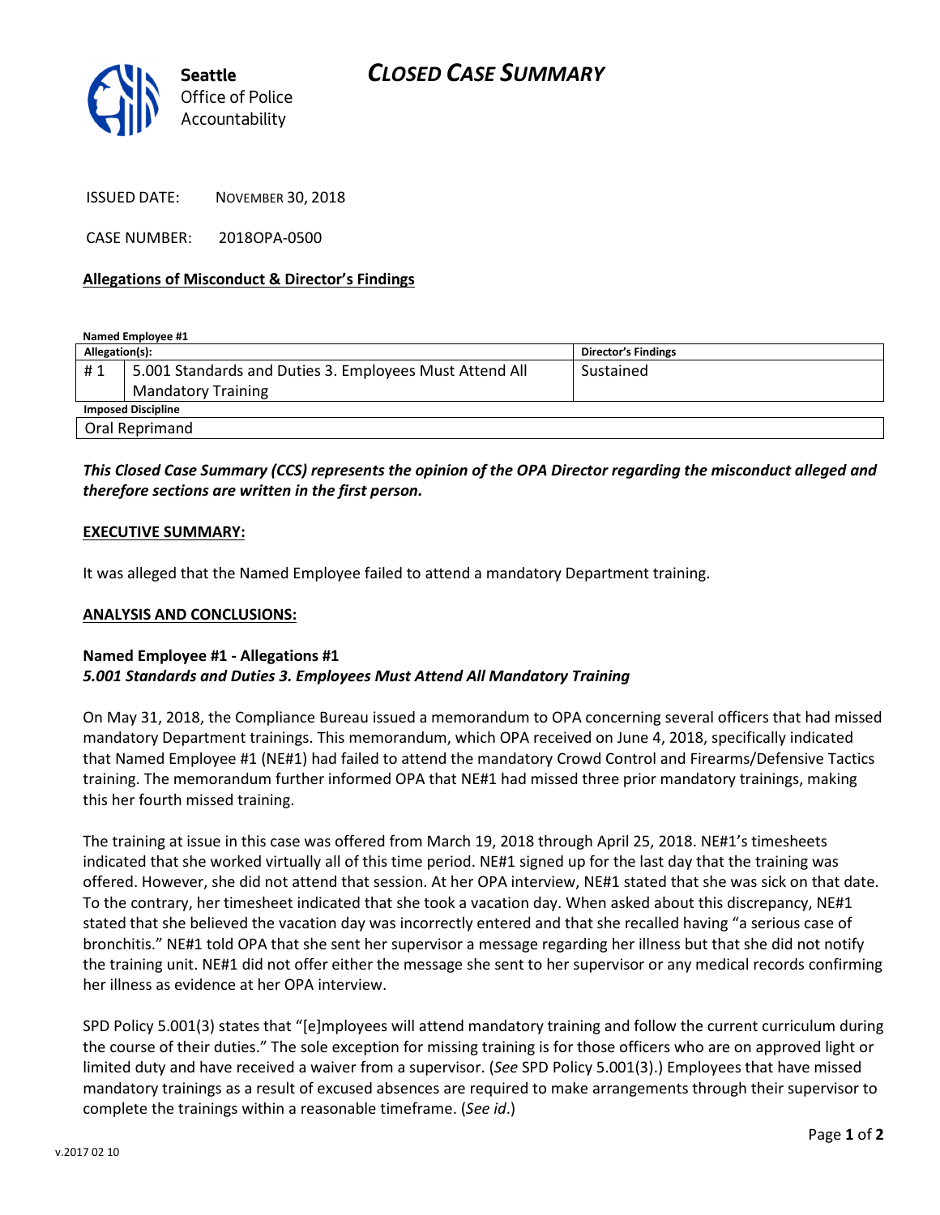Seattle Office of Police Accountability

# CLOSED CASE SUMMARY

ISSUED DATE: NOVEMBER 30, 2018

CASE NUMBER: 2018OPA-0500

**Allegations of Misconduct & Director's Findings**

**Named Employee #1**

| Allegation(s): | | Director's Findings |
|---|---|---|
| # 1 | 5.001 Standards and Duties 3. Employees Must Attend All Mandatory Training | Sustained |
| **Imposed Discipline** | | |
| Oral Reprimand | | |

***This Closed Case Summary (CCS) represents the opinion of the OPA Director regarding the misconduct alleged and therefore sections are written in the first person.***

**EXECUTIVE SUMMARY:**

It was alleged that the Named Employee failed to attend a mandatory Department training.

**ANALYSIS AND CONCLUSIONS:**

**Named Employee #1 - Allegations #1**
***5.001 Standards and Duties 3. Employees Must Attend All Mandatory Training***

On May 31, 2018, the Compliance Bureau issued a memorandum to OPA concerning several officers that had missed mandatory Department trainings. This memorandum, which OPA received on June 4, 2018, specifically indicated that Named Employee #1 (NE#1) had failed to attend the mandatory Crowd Control and Firearms/Defensive Tactics training. The memorandum further informed OPA that NE#1 had missed three prior mandatory trainings, making this her fourth missed training.

The training at issue in this case was offered from March 19, 2018 through April 25, 2018. NE#1's timesheets indicated that she worked virtually all of this time period. NE#1 signed up for the last day that the training was offered. However, she did not attend that session. At her OPA interview, NE#1 stated that she was sick on that date. To the contrary, her timesheet indicated that she took a vacation day. When asked about this discrepancy, NE#1 stated that she believed the vacation day was incorrectly entered and that she recalled having "a serious case of bronchitis." NE#1 told OPA that she sent her supervisor a message regarding her illness but that she did not notify the training unit. NE#1 did not offer either the message she sent to her supervisor or any medical records confirming her illness as evidence at her OPA interview.

SPD Policy 5.001(3) states that "[e]mployees will attend mandatory training and follow the current curriculum during the course of their duties." The sole exception for missing training is for those officers who are on approved light or limited duty and have received a waiver from a supervisor. (*See* SPD Policy 5.001(3).) Employees that have missed mandatory trainings as a result of excused absences are required to make arrangements through their supervisor to complete the trainings within a reasonable timeframe. (*See id*.)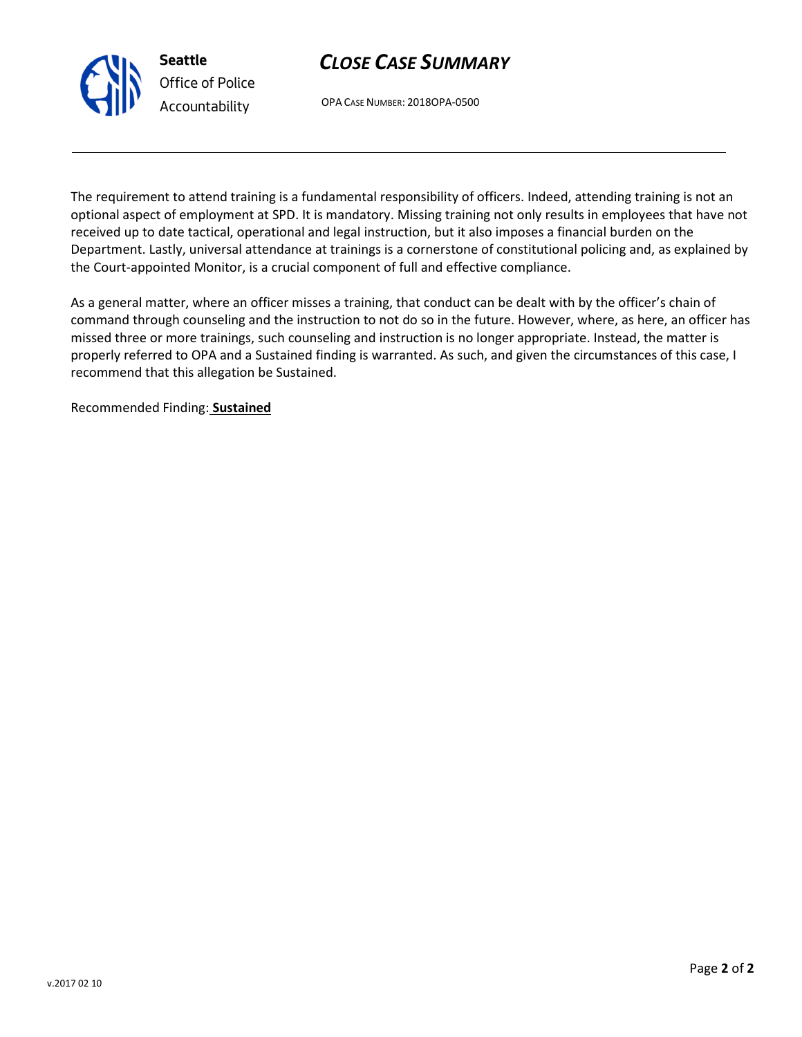The requirement to attend training is a fundamental responsibility of officers. Indeed, attending training is not an optional aspect of employment at SPD. It is mandatory. Missing training not only results in employees that have not received up to date tactical, operational and legal instruction, but it also imposes a financial burden on the Department. Lastly, universal attendance at trainings is a cornerstone of constitutional policing and, as explained by the Court-appointed Monitor, is a crucial component of full and effective compliance.

As a general matter, where an officer misses a training, that conduct can be dealt with by the officer's chain of command through counseling and the instruction to not do so in the future. However, where, as here, an officer has missed three or more trainings, such counseling and instruction is no longer appropriate. Instead, the matter is properly referred to OPA and a Sustained finding is warranted. As such, and given the circumstances of this case, I recommend that this allegation be Sustained.

Recommended Finding: **Sustained**